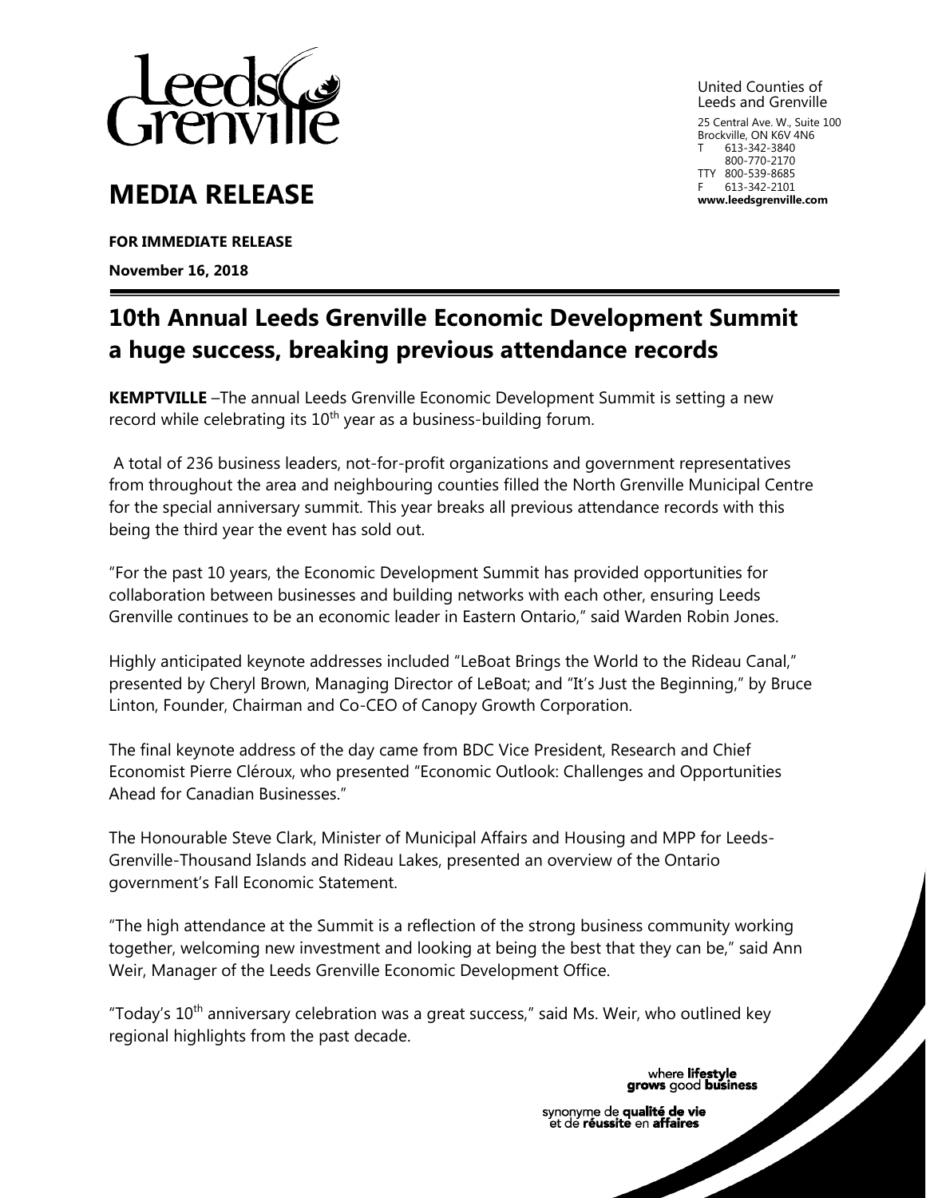United Counties of
Leeds and Grenville

25 Central Ave. W., Suite 100
Brockville, ON K6V 4N6
T 613-342-3840
800-770-2170
TTY 800-539-8685
F 613-342-2101
**www.leedsgrenville.com**

# MEDIA RELEASE

**FOR IMMEDIATE RELEASE**

**November 16, 2018**

## 10th Annual Leeds Grenville Economic Development Summit a huge success, breaking previous attendance records

**KEMPTVILLE** –The annual Leeds Grenville Economic Development Summit is setting a new record while celebrating its 10th year as a business-building forum.

A total of 236 business leaders, not-for-profit organizations and government representatives from throughout the area and neighbouring counties filled the North Grenville Municipal Centre for the special anniversary summit. This year breaks all previous attendance records with this being the third year the event has sold out.

"For the past 10 years, the Economic Development Summit has provided opportunities for collaboration between businesses and building networks with each other, ensuring Leeds Grenville continues to be an economic leader in Eastern Ontario," said Warden Robin Jones.

Highly anticipated keynote addresses included "LeBoat Brings the World to the Rideau Canal," presented by Cheryl Brown, Managing Director of LeBoat; and "It's Just the Beginning," by Bruce Linton, Founder, Chairman and Co-CEO of Canopy Growth Corporation.

The final keynote address of the day came from BDC Vice President, Research and Chief Economist Pierre Cléroux, who presented "Economic Outlook: Challenges and Opportunities Ahead for Canadian Businesses."

The Honourable Steve Clark, Minister of Municipal Affairs and Housing and MPP for Leeds-Grenville-Thousand Islands and Rideau Lakes, presented an overview of the Ontario government's Fall Economic Statement.

"The high attendance at the Summit is a reflection of the strong business community working together, welcoming new investment and looking at being the best that they can be," said Ann Weir, Manager of the Leeds Grenville Economic Development Office.

"Today's 10th anniversary celebration was a great success," said Ms. Weir, who outlined key regional highlights from the past decade.

where **lifestyle** **grows** good **business**

synonyme de **qualité de vie** et de **réussite** en **affaires**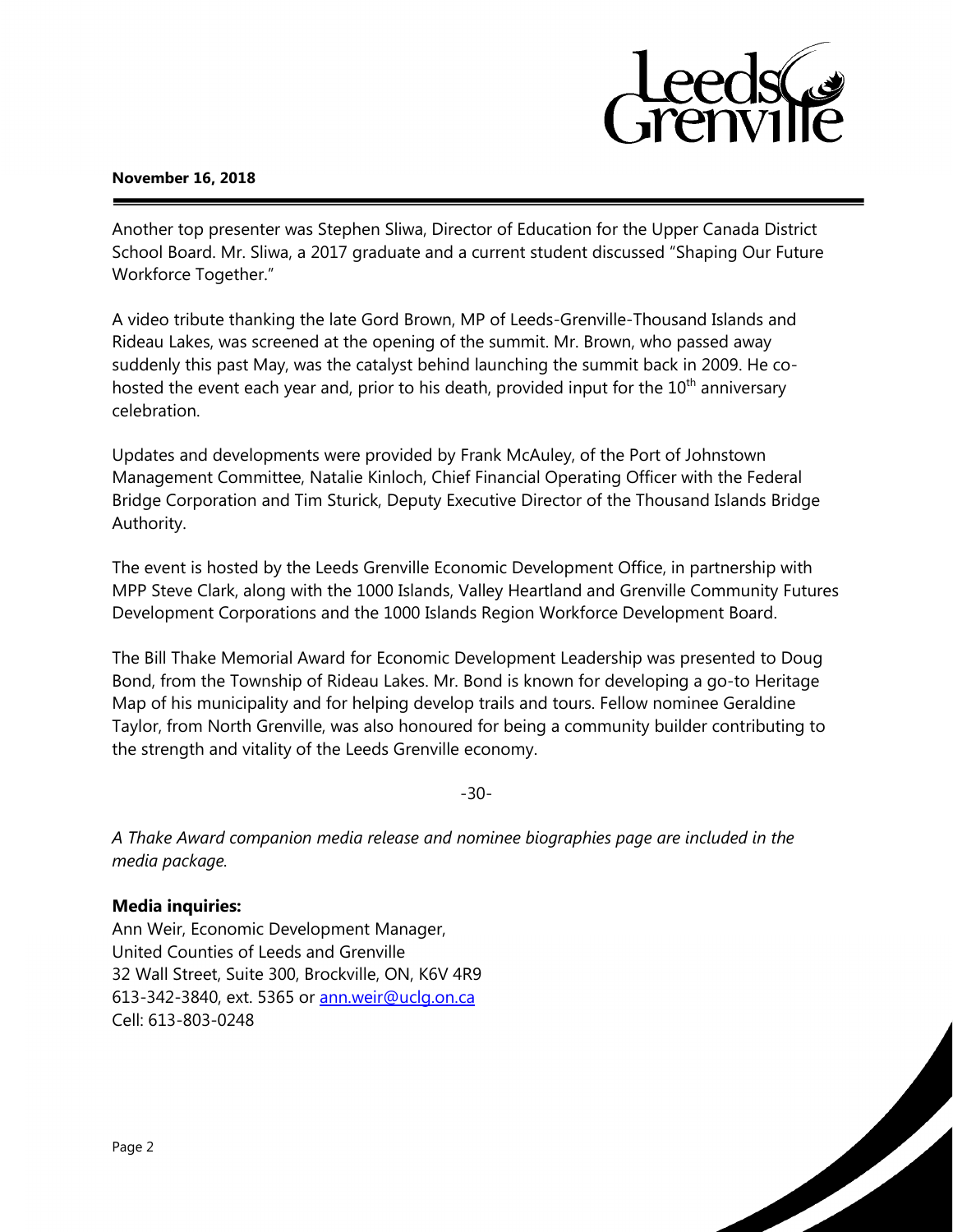**November 16, 2018**

Another top presenter was Stephen Sliwa, Director of Education for the Upper Canada District School Board. Mr. Sliwa, a 2017 graduate and a current student discussed "Shaping Our Future Workforce Together."

A video tribute thanking the late Gord Brown, MP of Leeds-Grenville-Thousand Islands and Rideau Lakes, was screened at the opening of the summit. Mr. Brown, who passed away suddenly this past May, was the catalyst behind launching the summit back in 2009. He co-hosted the event each year and, prior to his death, provided input for the 10th anniversary celebration.

Updates and developments were provided by Frank McAuley, of the Port of Johnstown Management Committee, Natalie Kinloch, Chief Financial Operating Officer with the Federal Bridge Corporation and Tim Sturick, Deputy Executive Director of the Thousand Islands Bridge Authority.

The event is hosted by the Leeds Grenville Economic Development Office, in partnership with MPP Steve Clark, along with the 1000 Islands, Valley Heartland and Grenville Community Futures Development Corporations and the 1000 Islands Region Workforce Development Board.

The Bill Thake Memorial Award for Economic Development Leadership was presented to Doug Bond, from the Township of Rideau Lakes. Mr. Bond is known for developing a go-to Heritage Map of his municipality and for helping develop trails and tours. Fellow nominee Geraldine Taylor, from North Grenville, was also honoured for being a community builder contributing to the strength and vitality of the Leeds Grenville economy.

-30-

*A Thake Award companion media release and nominee biographies page are included in the media package.*

**Media inquiries:**
Ann Weir, Economic Development Manager,
United Counties of Leeds and Grenville
32 Wall Street, Suite 300, Brockville, ON, K6V 4R9
613-342-3840, ext. 5365 or ann.weir@uclg.on.ca
Cell: 613-803-0248